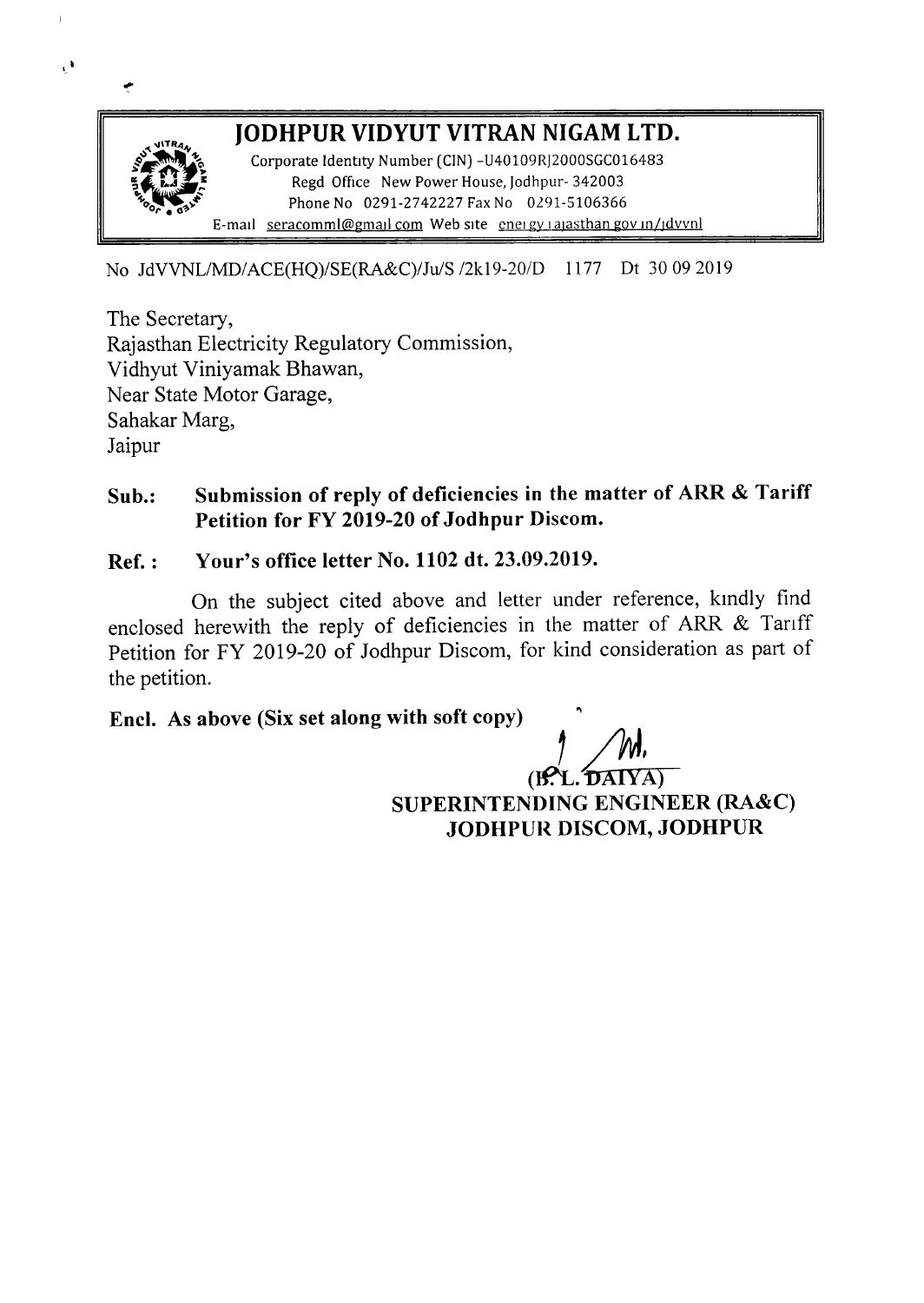# JODHPUR VIDYUT VITRAN NIGAM LTD.

Corporate Identity Number (CIN) -U40109RJ2000SGC016483
Regd Office New Power House, Jodhpur- 342003
Phone No 0291-2742227 Fax No 0291-5106366
E-mail seracomml@gmail.com Web site energy.rajasthan.gov.in/jdvvnl

No JdVVNL/MD/ACE(HQ)/SE(RA&C)/Ju/S /2k19-20/D 1177 Dt 30 09 2019

The Secretary,
Rajasthan Electricity Regulatory Commission,
Vidhyut Viniyamak Bhawan,
Near State Motor Garage,
Sahakar Marg,
Jaipur

**Sub.: Submission of reply of deficiencies in the matter of ARR & Tariff Petition for FY 2019-20 of Jodhpur Discom.**

**Ref. : Your's office letter No. 1102 dt. 23.09.2019.**

On the subject cited above and letter under reference, kindly find enclosed herewith the reply of deficiencies in the matter of ARR & Tariff Petition for FY 2019-20 of Jodhpur Discom, for kind consideration as part of the petition.

**Encl. As above (Six set along with soft copy)**

**(B.L. DAIYA)**
**SUPERINTENDING ENGINEER (RA&C)**
**JODHPUR DISCOM, JODHPUR**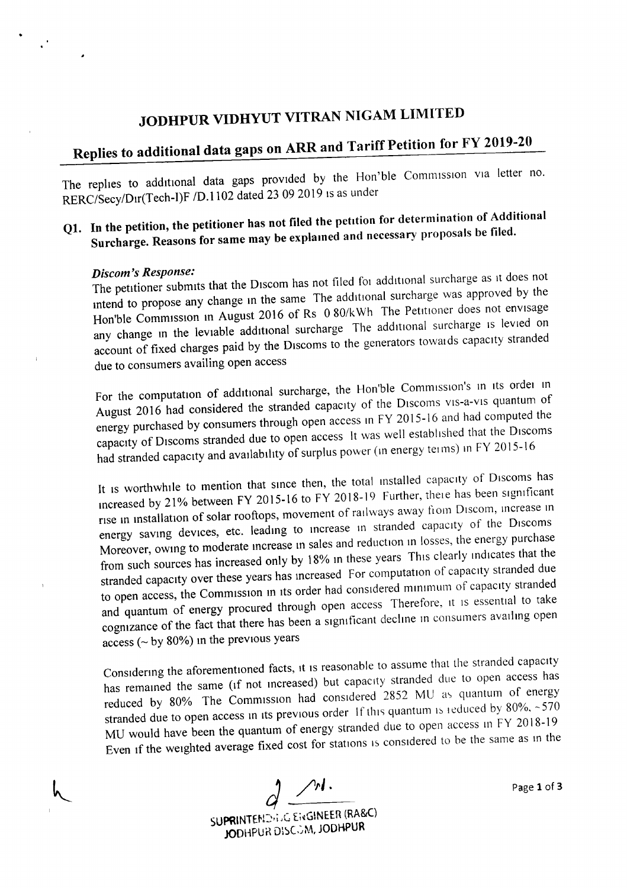# JODHPUR VIDHYUT VITRAN NIGAM LIMITED

## Replies to additional data gaps on ARR and Tariff Petition for FY 2019-20

The replies to additional data gaps provided by the Hon'ble Commission via letter no. RERC/Secy/Dir(Tech-I)F /D.1102 dated 23 09 2019 is as under

### Q1. In the petition, the petitioner has not filed the petition for determination of Additional Surcharge. Reasons for same may be explained and necessary proposals be filed.

***Discom's Response:***

The petitioner submits that the Discom has not filed for additional surcharge as it does not intend to propose any change in the same The additional surcharge was approved by the Hon'ble Commission in August 2016 of Rs 0 80/kWh The Petitioner does not envisage any change in the leviable additional surcharge The additional surcharge is levied on account of fixed charges paid by the Discoms to the generators towards capacity stranded due to consumers availing open access

For the computation of additional surcharge, the Hon'ble Commission's in its order in August 2016 had considered the stranded capacity of the Discoms vis-a-vis quantum of energy purchased by consumers through open access in FY 2015-16 and had computed the capacity of Discoms stranded due to open access It was well established that the Discoms had stranded capacity and availability of surplus power (in energy terms) in FY 2015-16

It is worthwhile to mention that since then, the total installed capacity of Discoms has increased by 21% between FY 2015-16 to FY 2018-19 Further, there has been significant rise in installation of solar rooftops, movement of railways away from Discom, increase in energy saving devices, etc. leading to increase in stranded capacity of the Discoms Moreover, owing to moderate increase in sales and reduction in losses, the energy purchase from such sources has increased only by 18% in these years This clearly indicates that the stranded capacity over these years has increased For computation of capacity stranded due to open access, the Commission in its order had considered minimum of capacity stranded and quantum of energy procured through open access Therefore, it is essential to take cognizance of the fact that there has been a significant decline in consumers availing open access (~ by 80%) in the previous years

Considering the aforementioned facts, it is reasonable to assume that the stranded capacity has remained the same (if not increased) but capacity stranded due to open access has reduced by 80% The Commission had considered 2852 MU as quantum of energy stranded due to open access in its previous order If this quantum is reduced by 80%, ~570 MU would have been the quantum of energy stranded due to open access in FY 2018-19 Even if the weighted average fixed cost for stations is considered to be the same as in the

SUPRINTENDING ENGINEER (RA&C)
JODHPUR DISCOM, JODHPUR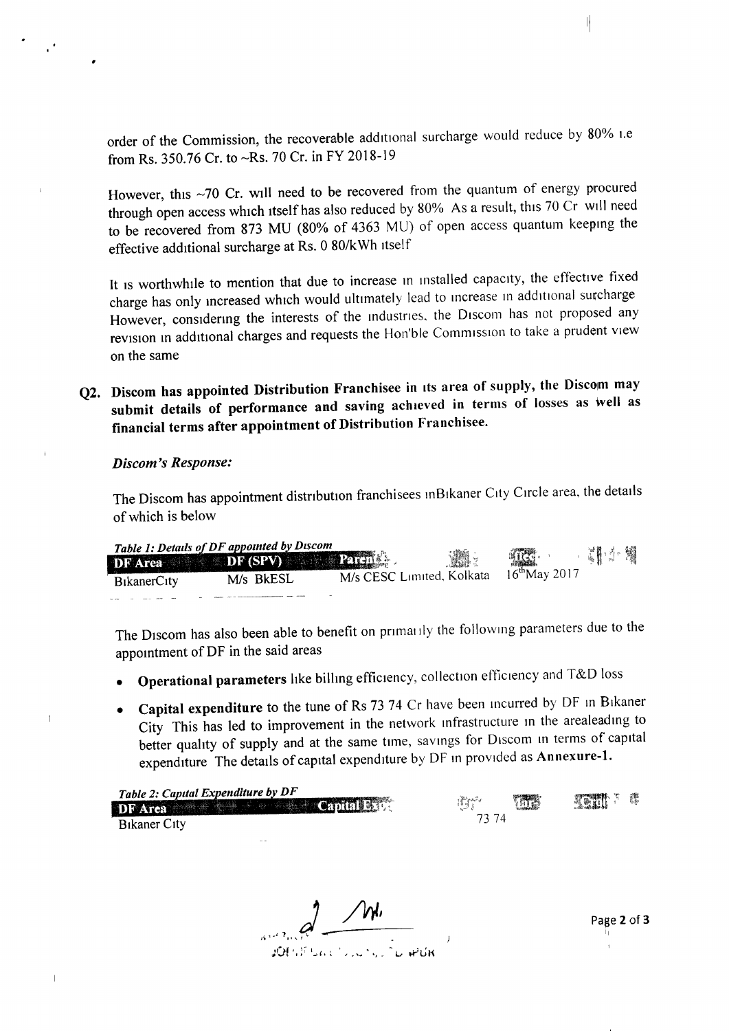order of the Commission, the recoverable additional surcharge would reduce by 80% i.e from Rs. 350.76 Cr. to ~Rs. 70 Cr. in FY 2018-19

However, this ~70 Cr. will need to be recovered from the quantum of energy procured through open access which itself has also reduced by 80% As a result, this 70 Cr will need to be recovered from 873 MU (80% of 4363 MU) of open access quantum keeping the effective additional surcharge at Rs. 0 80/kWh itself

It is worthwhile to mention that due to increase in installed capacity, the effective fixed charge has only increased which would ultimately lead to increase in additional surcharge However, considering the interests of the industries, the Discom has not proposed any revision in additional charges and requests the Hon'ble Commission to take a prudent view on the same

**Q2. Discom has appointed Distribution Franchisee in its area of supply, the Discom may submit details of performance and saving achieved in terms of losses as well as financial terms after appointment of Distribution Franchisee.**

***Discom's Response:***

The Discom has appointment distribution franchisees inBikaner City Circle area, the details of which is below

*Table 1: Details of DF appointed by Discom*

| DF Area | DF (SPV) | Parent | Effective Date |
|---|---|---|---|
| BikanerCity | M/s BkESL | M/s CESC Limited, Kolkata | 16th May 2017 |

The Discom has also been able to benefit on primarily the following parameters due to the appointment of DF in the said areas

- **Operational parameters** like billing efficiency, collection efficiency and T&D loss
- **Capital expenditure** to the tune of Rs 73 74 Cr have been incurred by DF in Bikaner City This has led to improvement in the network infrastructure in the arealeading to better quality of supply and at the same time, savings for Discom in terms of capital expenditure The details of capital expenditure by DF in provided as **Annexure-1.**

*Table 2: Capital Expenditure by DF*

| DF Area | Capital Expenditure (Rs Cr) |
|---|---|
| Bikaner City | 73 74 |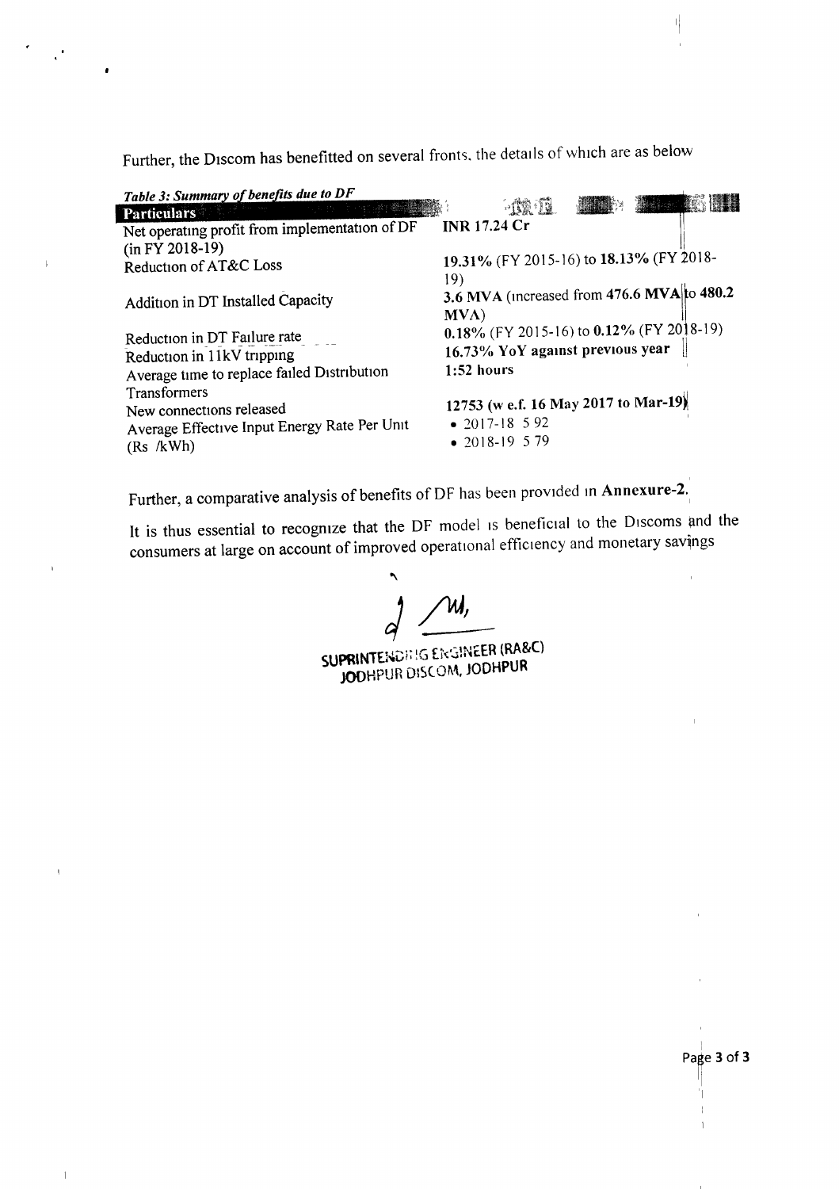Further, the Discom has benefitted on several fronts, the details of which are as below

*Table 3: Summary of benefits due to DF*

| Particulars | |
|---|---|
| Net operating profit from implementation of DF (in FY 2018-19) | **INR 17.24 Cr** |
| Reduction of AT&C Loss | **19.31%** (FY 2015-16) to **18.13%** (FY 2018-19) |
| Addition in DT Installed Capacity | **3.6 MVA** (increased from **476.6 MVA** to **480.2 MVA**) |
| Reduction in DT Failure rate | **0.18%** (FY 2015-16) to **0.12%** (FY 2018-19) |
| Reduction in 11kV tripping | **16.73% YoY against previous year** |
| Average time to replace failed Distribution Transformers | **1:52 hours** |
| New connections released | **12753 (w.e.f. 16 May 2017 to Mar-19)** |
| Average Effective Input Energy Rate Per Unit (Rs./kWh) | • 2017-18 5.92<br>• 2018-19 5.79 |

Further, a comparative analysis of benefits of DF has been provided in **Annexure-2**.

It is thus essential to recognize that the DF model is beneficial to the Discoms and the consumers at large on account of improved operational efficiency and monetary savings.

SUPRINTENDING ENGINEER (RA&C)
JODHPUR DISCOM, JODHPUR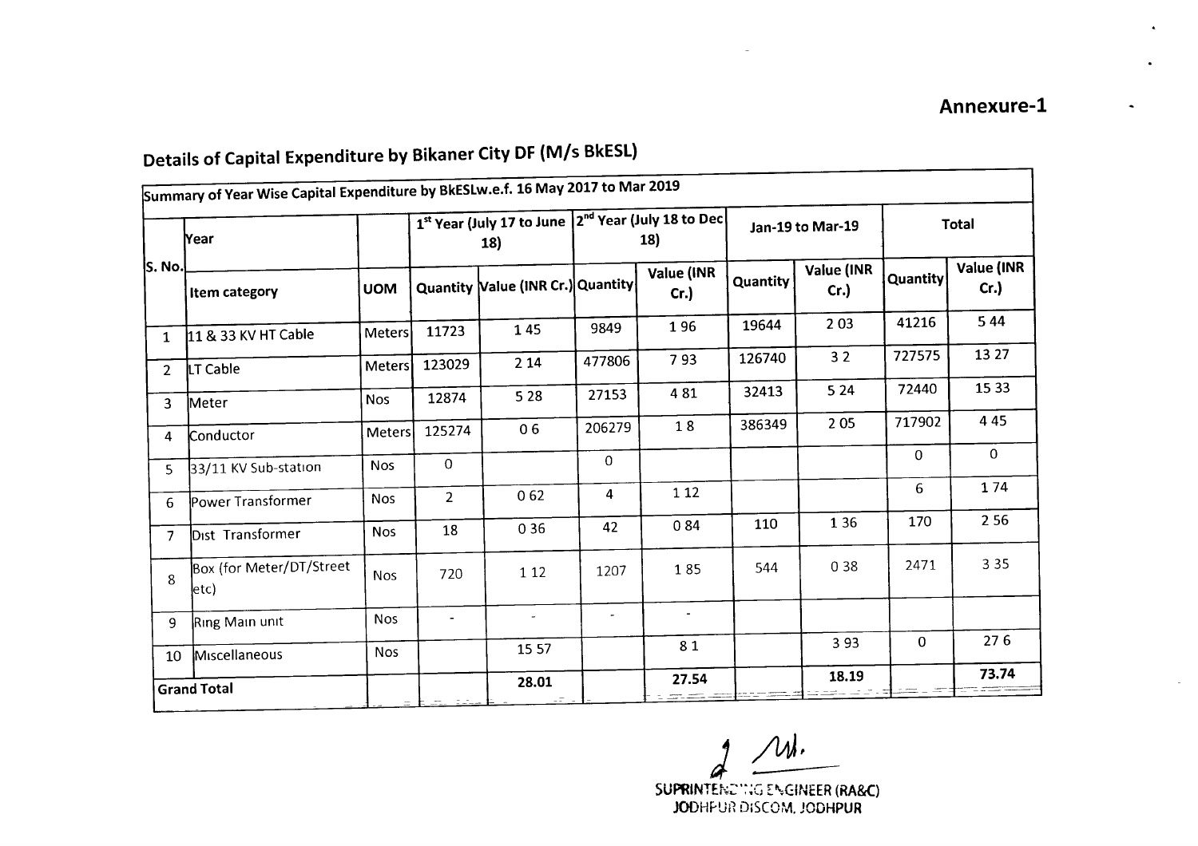**Annexure-1**

## Details of Capital Expenditure by Bikaner City DF (M/s BkESL)

| Summary of Year Wise Capital Expenditure by BkESLw.e.f. 16 May 2017 to Mar 2019 | | | | | | | | | | |
|---|---|---|---|---|---|---|---|---|---|---|
| S. No. | Year | | 1st Year (July 17 to June 18) | | 2nd Year (July 18 to Dec 18) | | Jan-19 to Mar-19 | | Total | |
| | Item category | UOM | Quantity | Value (INR Cr.) | Quantity | Value (INR Cr.) | Quantity | Value (INR Cr.) | Quantity | Value (INR Cr.) |
| 1 | 11 & 33 KV HT Cable | Meters | 11723 | 1 45 | 9849 | 1 96 | 19644 | 2 03 | 41216 | 5 44 |
| 2 | LT Cable | Meters | 123029 | 2 14 | 477806 | 7 93 | 126740 | 3 2 | 727575 | 13 27 |
| 3 | Meter | Nos | 12874 | 5 28 | 27153 | 4 81 | 32413 | 5 24 | 72440 | 15 33 |
| 4 | Conductor | Meters | 125274 | 0 6 | 206279 | 1 8 | 386349 | 2 05 | 717902 | 4 45 |
| 5 | 33/11 KV Sub-station | Nos | 0 | | 0 | | | | 0 | 0 |
| 6 | Power Transformer | Nos | 2 | 0 62 | 4 | 1 12 | | | 6 | 1 74 |
| 7 | Dist Transformer | Nos | 18 | 0 36 | 42 | 0 84 | 110 | 1 36 | 170 | 2 56 |
| 8 | Box (for Meter/DT/Street etc) | Nos | 720 | 1 12 | 1207 | 1 85 | 544 | 0 38 | 2471 | 3 35 |
| 9 | Ring Main unit | Nos | - | - | - | - | | | | |
| 10 | Miscellaneous | Nos | | 15 57 | | 8 1 | | 3 93 | 0 | 27 6 |
| Grand Total | | | | 28.01 | | 27.54 | | 18.19 | | 73.74 |

SUPRINTENDING ENGINEER (RA&C)
JODHPUR DISCOM, JODHPUR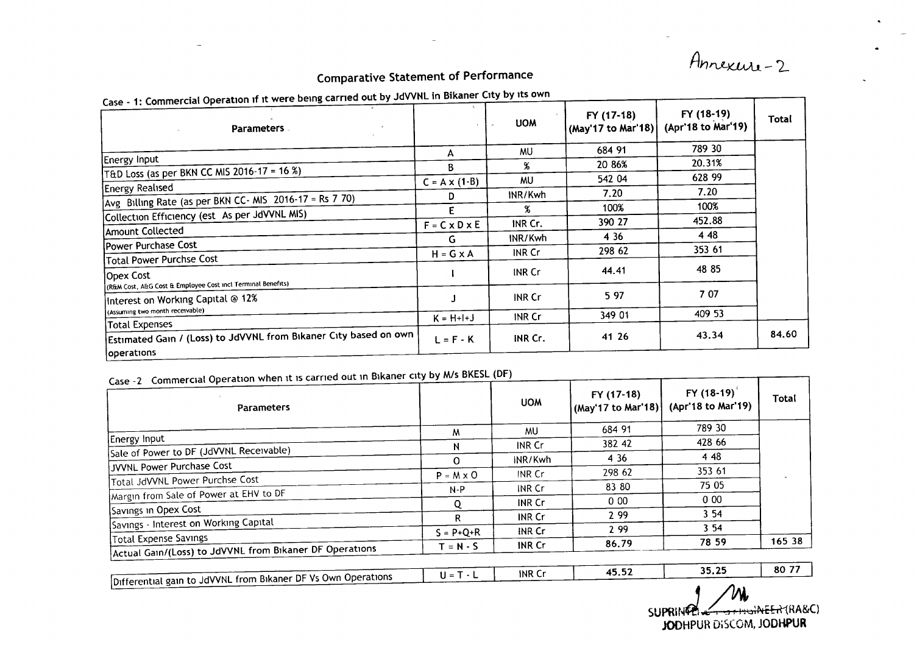Annexure-2

## Comparative Statement of Performance

Case - 1: Commercial Operation if it were being carried out by JdVVNL in Bikaner City by its own

| Parameters | | UOM | FY (17-18) (May'17 to Mar'18) | FY (18-19) (Apr'18 to Mar'19) | Total |
|---|---|---|---|---|---|
| Energy Input | A | MU | 684 91 | 789 30 | |
| T&D Loss (as per BKN CC MIS 2016-17 = 16 %) | B | % | 20 86% | 20.31% | |
| Energy Realised | C = A x (1-B) | MU | 542 04 | 628 99 | |
| Avg Billing Rate (as per BKN CC- MIS 2016-17 = Rs 7 70) | D | INR/Kwh | 7.20 | 7.20 | |
| Collection Efficiency (est As per JdVVNL MIS) | E | % | 100% | 100% | |
| Amount Collected | F = C x D x E | INR Cr. | 390 27 | 452.88 | |
| Power Purchase Cost | G | INR/Kwh | 4 36 | 4 48 | |
| Total Power Purchse Cost | H = G x A | INR Cr | 298 62 | 353 61 | |
| Opex Cost (R&M Cost, A&G Cost & Employee Cost incl Terminal Benefits) | I | INR Cr | 44.41 | 48 85 | |
| Interest on Working Capital @ 12% (Assuming two month receivable) | J | INR Cr | 5 97 | 7 07 | |
| Total Expenses | K = H+I+J | INR Cr | 349 01 | 409 53 | |
| Estimated Gain / (Loss) to JdVVNL from Bikaner City based on own operations | L = F - K | INR Cr. | 41 26 | 43.34 | 84.60 |

Case -2 Commercial Operation when it is carried out in Bikaner city by M/s BKESL (DF)

| Parameters | | UOM | FY (17-18) (May'17 to Mar'18) | FY (18-19) (Apr'18 to Mar'19) | Total |
|---|---|---|---|---|---|
| Energy Input | M | MU | 684 91 | 789 30 | |
| Sale of Power to DF (JdVVNL Receivable) | N | INR Cr | 382 42 | 428 66 | |
| JVVNL Power Purchase Cost | O | INR/Kwh | 4 36 | 4 48 | |
| Total JdVVNL Power Purchse Cost | P = M x O | INR Cr | 298 62 | 353 61 | - |
| Margin from Sale of Power at EHV to DF | N-P | INR Cr | 83 80 | 75 05 | |
| Savings in Opex Cost | Q | INR Cr | 0 00 | 0 00 | |
| Savings - Interest on Working Capital | R | INR Cr | 2 99 | 3 54 | |
| Total Expense Savings | S = P+Q+R | INR Cr | 2 99 | 3 54 | |
| Actual Gain/(Loss) to JdVVNL from Bikaner DF Operations | T = N - S | INR Cr | 86.79 | 78 59 | 165 38 |

| | | | | | |
|---|---|---|---|---|---|
| Differential gain to JdVVNL from Bikaner DF Vs Own Operations | U = T - L | INR Cr | 45.52 | 35.25 | 80 77 |

SUPRINTENDING ENGINEER (RA&C)
JODHPUR DISCOM, JODHPUR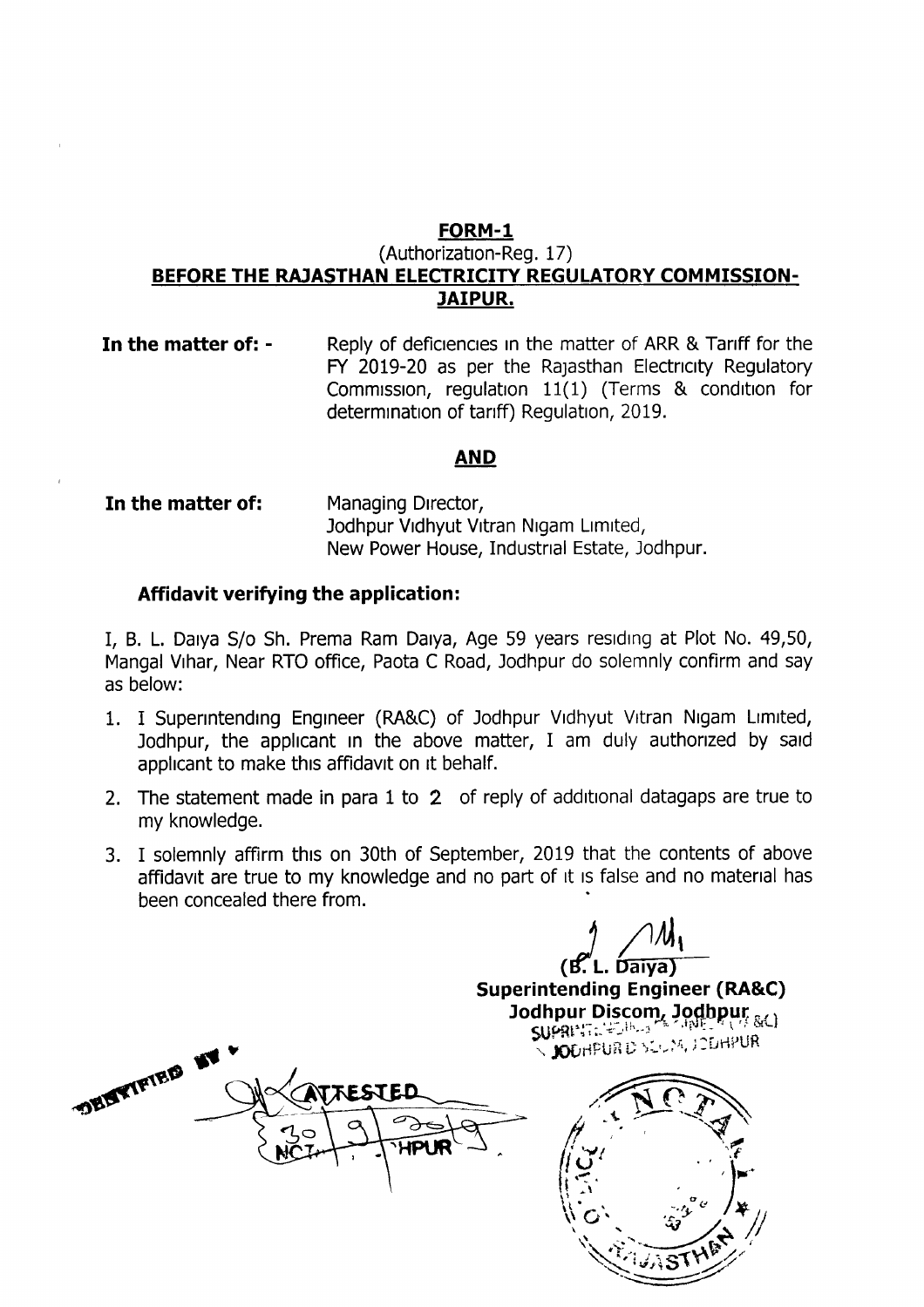**FORM-1**

(Authorization-Reg. 17)

**BEFORE THE RAJASTHAN ELECTRICITY REGULATORY COMMISSION-JAIPUR.**

**In the matter of: -** Reply of deficiencies in the matter of ARR & Tariff for the FY 2019-20 as per the Rajasthan Electricity Regulatory Commission, regulation 11(1) (Terms & condition for determination of tariff) Regulation, 2019.

**AND**

**In the matter of:** Managing Director,
Jodhpur Vidhyut Vitran Nigam Limited,
New Power House, Industrial Estate, Jodhpur.

**Affidavit verifying the application:**

I, B. L. Daiya S/o Sh. Prema Ram Daiya, Age 59 years residing at Plot No. 49,50, Mangal Vihar, Near RTO office, Paota C Road, Jodhpur do solemnly confirm and say as below:

1. I Superintending Engineer (RA&C) of Jodhpur Vidhyut Vitran Nigam Limited, Jodhpur, the applicant in the above matter, I am duly authorized by said applicant to make this affidavit on it behalf.
2. The statement made in para 1 to 2 of reply of additional datagaps are true to my knowledge.
3. I solemnly affirm this on 30th of September, 2019 that the contents of above affidavit are true to my knowledge and no part of it is false and no material has been concealed there from.

(B. L. Daiya)
**Superintending Engineer (RA&C)**
**Jodhpur Discom, Jodhpur**

IDENTIFIED BY

ATTESTED
30/9/2019
NOTARY JODHPUR

NOTARY RAJASTHAN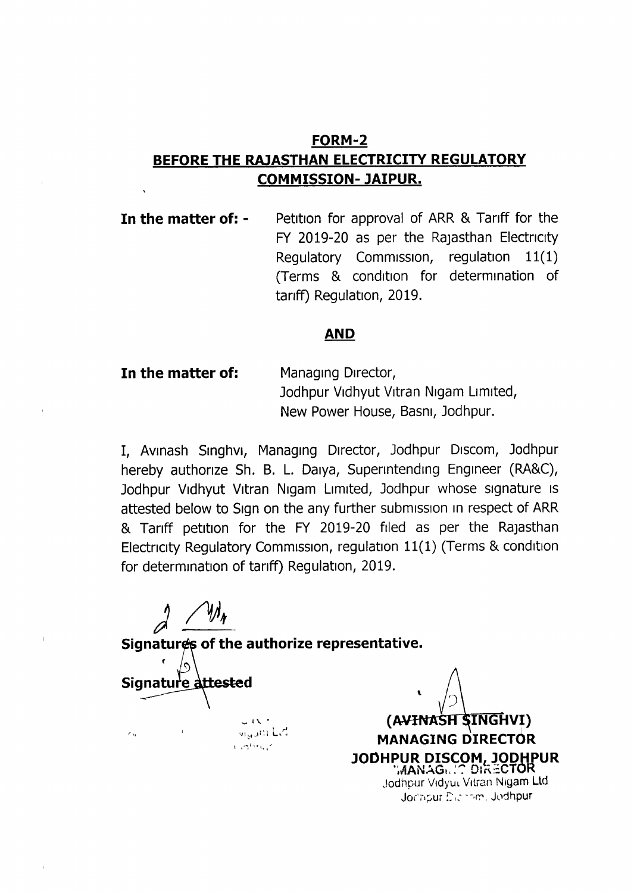# FORM-2

## BEFORE THE RAJASTHAN ELECTRICITY REGULATORY COMMISSION- JAIPUR.

**In the matter of: -** Petition for approval of ARR & Tariff for the FY 2019-20 as per the Rajasthan Electricity Regulatory Commission, regulation 11(1) (Terms & condition for determination of tariff) Regulation, 2019.

**AND**

**In the matter of:** Managing Director,
Jodhpur Vidhyut Vitran Nigam Limited,
New Power House, Basni, Jodhpur.

I, Avinash Singhvi, Managing Director, Jodhpur Discom, Jodhpur hereby authorize Sh. B. L. Daiya, Superintending Engineer (RA&C), Jodhpur Vidhyut Vitran Nigam Limited, Jodhpur whose signature is attested below to Sign on the any further submission in respect of ARR & Tariff petition for the FY 2019-20 filed as per the Rajasthan Electricity Regulatory Commission, regulation 11(1) (Terms & condition for determination of tariff) Regulation, 2019.

**Signatures of the authorize representative.**

**Signature attested**

**(AVINASH SINGHVI)**
**MANAGING DIRECTOR**
**JODHPUR DISCOM, JODHPUR**

MANAGING DIRECTOR
Jodhpur Vidyut Vitran Nigam Ltd
Jodhpur Discom, Jodhpur